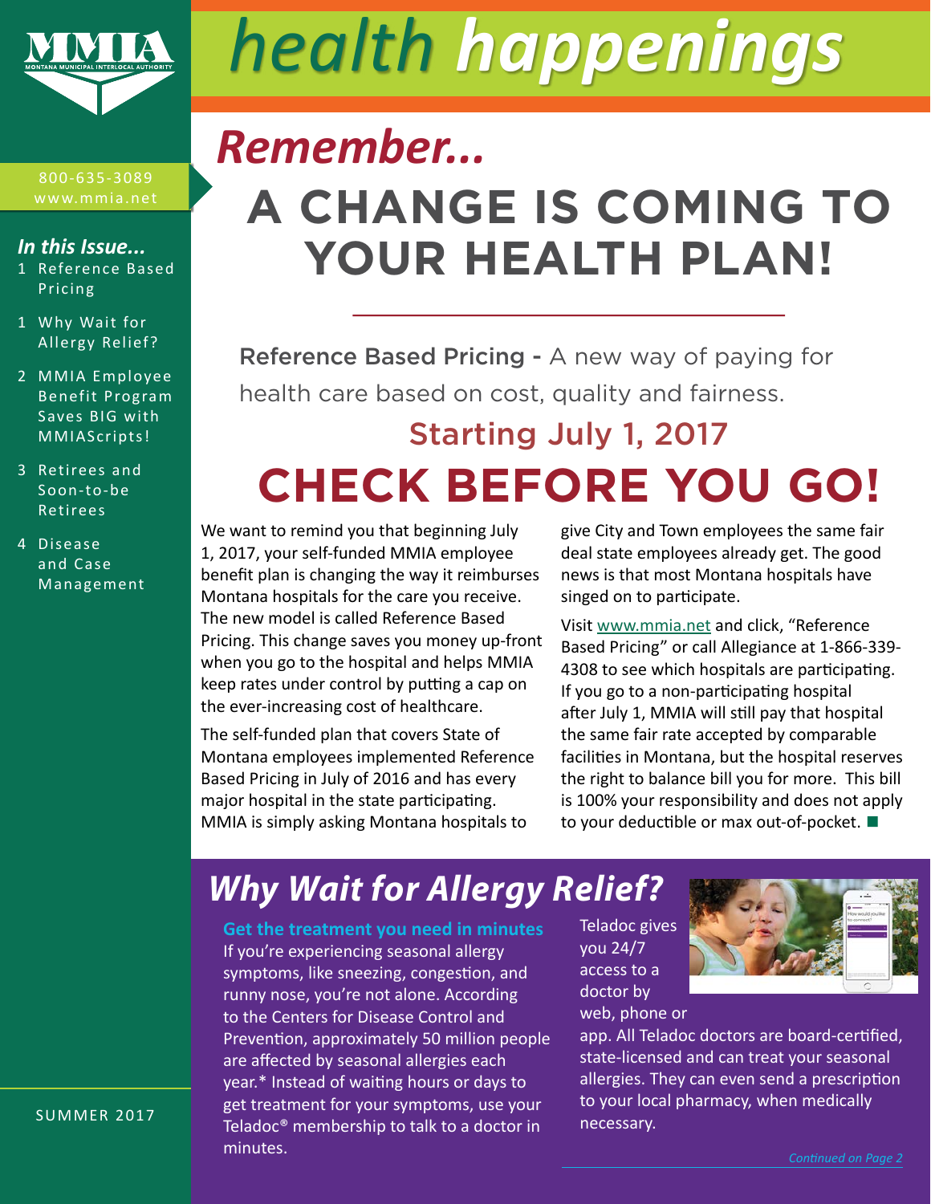MMIA
MONTANA MUNICIPAL INTERLOCAL AUTHORITY

# health happenings

800-635-3089
www.mmia.net

*In this Issue...*

1 Reference Based Pricing

1 Why Wait for Allergy Relief?

2 MMIA Employee Benefit Program Saves BIG with MMIAScripts!

3 Retirees and Soon-to-be Retirees

4 Disease and Case Management

SUMMER 2017

## *Remember...*

# A CHANGE IS COMING TO YOUR HEALTH PLAN!

**Reference Based Pricing -** A new way of paying for health care based on cost, quality and fairness.

### Starting July 1, 2017

# CHECK BEFORE YOU GO!

We want to remind you that beginning July 1, 2017, your self-funded MMIA employee benefit plan is changing the way it reimburses Montana hospitals for the care you receive. The new model is called Reference Based Pricing. This change saves you money up-front when you go to the hospital and helps MMIA keep rates under control by putting a cap on the ever-increasing cost of healthcare.

The self-funded plan that covers State of Montana employees implemented Reference Based Pricing in July of 2016 and has every major hospital in the state participating. MMIA is simply asking Montana hospitals to give City and Town employees the same fair deal state employees already get. The good news is that most Montana hospitals have singed on to participate.

Visit www.mmia.net and click, "Reference Based Pricing" or call Allegiance at 1-866-339-4308 to see which hospitals are participating. If you go to a non-participating hospital after July 1, MMIA will still pay that hospital the same fair rate accepted by comparable facilities in Montana, but the hospital reserves the right to balance bill you for more. This bill is 100% your responsibility and does not apply to your deductible or max out-of-pocket. ■

## *Why Wait for Allergy Relief?*

**Get the treatment you need in minutes**

If you're experiencing seasonal allergy symptoms, like sneezing, congestion, and runny nose, you're not alone. According to the Centers for Disease Control and Prevention, approximately 50 million people are affected by seasonal allergies each year.* Instead of waiting hours or days to get treatment for your symptoms, use your Teladoc® membership to talk to a doctor in minutes.

Teladoc gives you 24/7 access to a doctor by web, phone or app. All Teladoc doctors are board-certified, state-licensed and can treat your seasonal allergies. They can even send a prescription to your local pharmacy, when medically necessary.

*Continued on Page 2*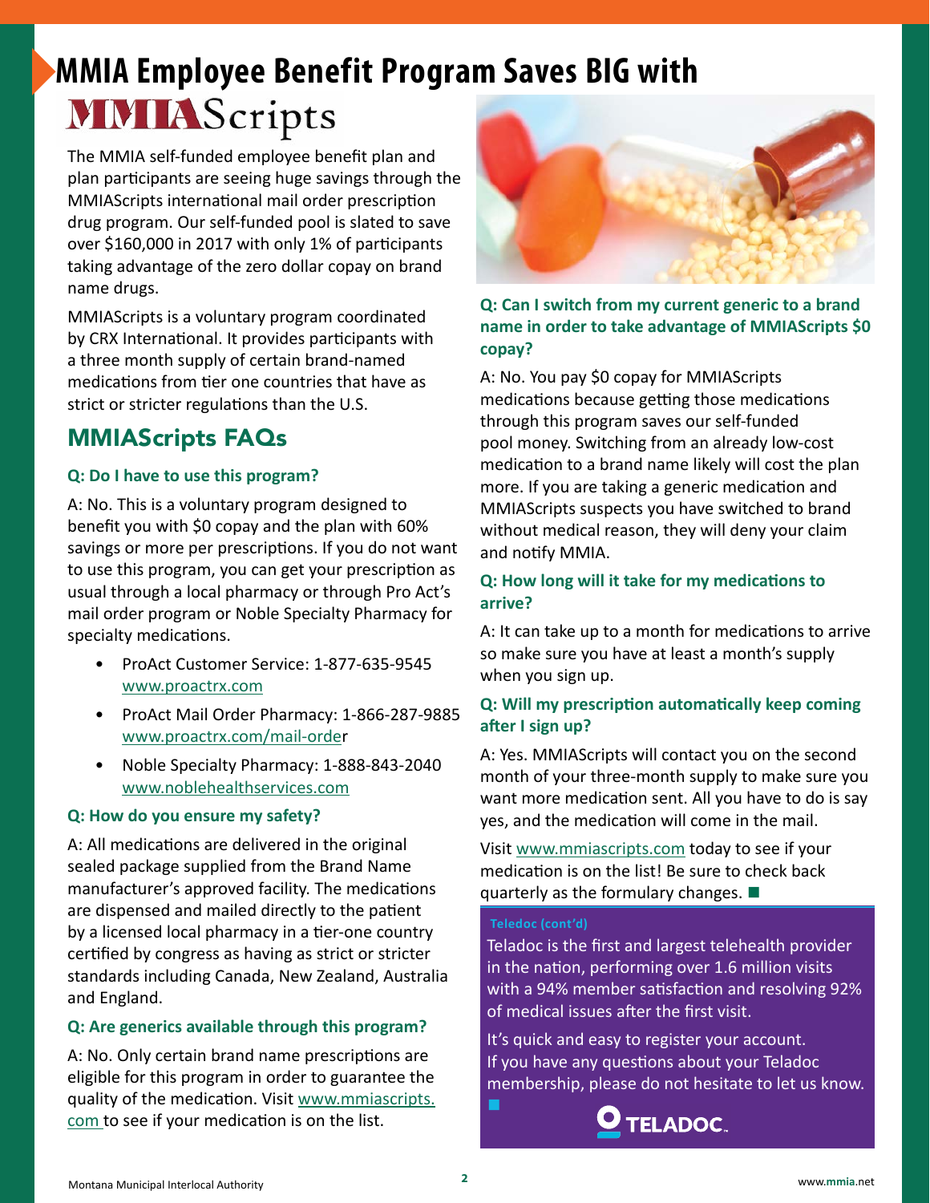# MMIA Employee Benefit Program Saves BIG with MMIAScripts

The MMIA self-funded employee benefit plan and plan participants are seeing huge savings through the MMIAScripts international mail order prescription drug program. Our self-funded pool is slated to save over $160,000 in 2017 with only 1% of participants taking advantage of the zero dollar copay on brand name drugs.

MMIAScripts is a voluntary program coordinated by CRX International. It provides participants with a three month supply of certain brand-named medications from tier one countries that have as strict or stricter regulations than the U.S.

## MMIAScripts FAQs

### Q: Do I have to use this program?

A: No. This is a voluntary program designed to benefit you with $0 copay and the plan with 60% savings or more per prescriptions. If you do not want to use this program, you can get your prescription as usual through a local pharmacy or through Pro Act's mail order program or Noble Specialty Pharmacy for specialty medications.

- ProAct Customer Service: 1-877-635-9545 www.proactrx.com
- ProAct Mail Order Pharmacy: 1-866-287-9885 www.proactrx.com/mail-order
- Noble Specialty Pharmacy: 1-888-843-2040 www.noblehealthservices.com

### Q: How do you ensure my safety?

A: All medications are delivered in the original sealed package supplied from the Brand Name manufacturer's approved facility. The medications are dispensed and mailed directly to the patient by a licensed local pharmacy in a tier-one country certified by congress as having as strict or stricter standards including Canada, New Zealand, Australia and England.

### Q: Are generics available through this program?

A: No. Only certain brand name prescriptions are eligible for this program in order to guarantee the quality of the medication. Visit www.mmiascripts.com to see if your medication is on the list.

### Q: Can I switch from my current generic to a brand name in order to take advantage of MMIAScripts $0 copay?

A: No. You pay $0 copay for MMIAScripts medications because getting those medications through this program saves our self-funded pool money. Switching from an already low-cost medication to a brand name likely will cost the plan more. If you are taking a generic medication and MMIAScripts suspects you have switched to brand without medical reason, they will deny your claim and notify MMIA.

### Q: How long will it take for my medications to arrive?

A: It can take up to a month for medications to arrive so make sure you have at least a month's supply when you sign up.

### Q: Will my prescription automatically keep coming after I sign up?

A: Yes. MMIAScripts will contact you on the second month of your three-month supply to make sure you want more medication sent. All you have to do is say yes, and the medication will come in the mail.

Visit www.mmiascripts.com today to see if your medication is on the list! Be sure to check back quarterly as the formulary changes. ■

**Teladoc (cont'd)**

Teladoc is the first and largest telehealth provider in the nation, performing over 1.6 million visits with a 94% member satisfaction and resolving 92% of medical issues after the first visit.

It's quick and easy to register your account. If you have any questions about your Teladoc membership, please do not hesitate to let us know. ■

TELADOC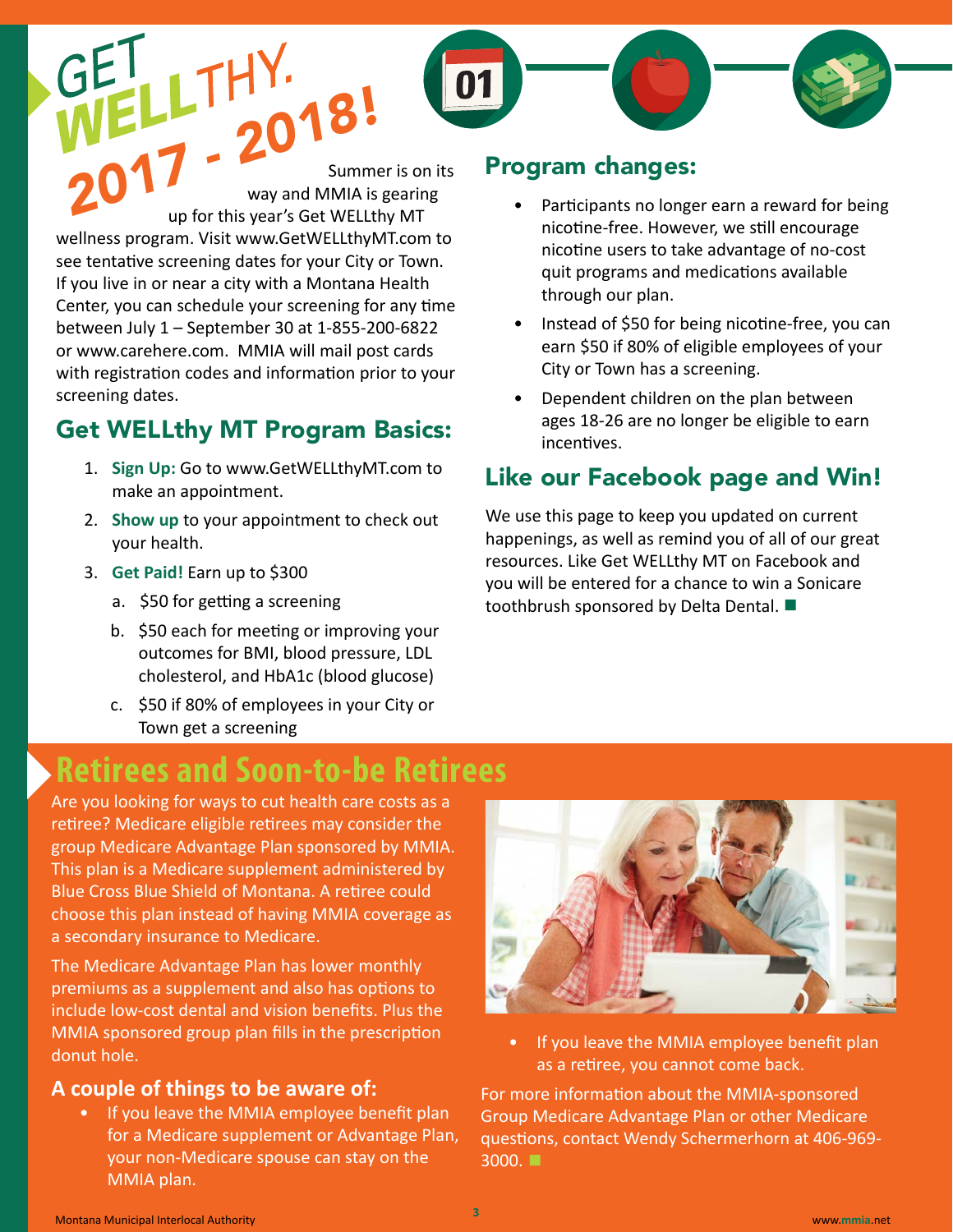# GET WELLTHY. 2017 - 2018!

Summer is on its way and MMIA is gearing up for this year's Get WELLthy MT wellness program. Visit www.GetWELLthyMT.com to see tentative screening dates for your City or Town. If you live in or near a city with a Montana Health Center, you can schedule your screening for any time between July 1 – September 30 at 1-855-200-6822 or www.carehere.com. MMIA will mail post cards with registration codes and information prior to your screening dates.

## Get WELLthy MT Program Basics:

1. **Sign Up:** Go to www.GetWELLthyMT.com to make an appointment.
2. **Show up** to your appointment to check out your health.
3. **Get Paid!** Earn up to $300
   a. $50 for getting a screening
   b. $50 each for meeting or improving your outcomes for BMI, blood pressure, LDL cholesterol, and HbA1c (blood glucose)
   c. $50 if 80% of employees in your City or Town get a screening

## Program changes:

- Participants no longer earn a reward for being nicotine-free. However, we still encourage nicotine users to take advantage of no-cost quit programs and medications available through our plan.
- Instead of $50 for being nicotine-free, you can earn $50 if 80% of eligible employees of your City or Town has a screening.
- Dependent children on the plan between ages 18-26 are no longer be eligible to earn incentives.

## Like our Facebook page and Win!

We use this page to keep you updated on current happenings, as well as remind you of all of our great resources. Like Get WELLthy MT on Facebook and you will be entered for a chance to win a Sonicare toothbrush sponsored by Delta Dental. ■

# Retirees and Soon-to-be Retirees

Are you looking for ways to cut health care costs as a retiree? Medicare eligible retirees may consider the group Medicare Advantage Plan sponsored by MMIA. This plan is a Medicare supplement administered by Blue Cross Blue Shield of Montana. A retiree could choose this plan instead of having MMIA coverage as a secondary insurance to Medicare.

The Medicare Advantage Plan has lower monthly premiums as a supplement and also has options to include low-cost dental and vision benefits. Plus the MMIA sponsored group plan fills in the prescription donut hole.

### A couple of things to be aware of:

- If you leave the MMIA employee benefit plan for a Medicare supplement or Advantage Plan, your non-Medicare spouse can stay on the MMIA plan.
- If you leave the MMIA employee benefit plan as a retiree, you cannot come back.

For more information about the MMIA-sponsored Group Medicare Advantage Plan or other Medicare questions, contact Wendy Schermerhorn at 406-969-3000. ■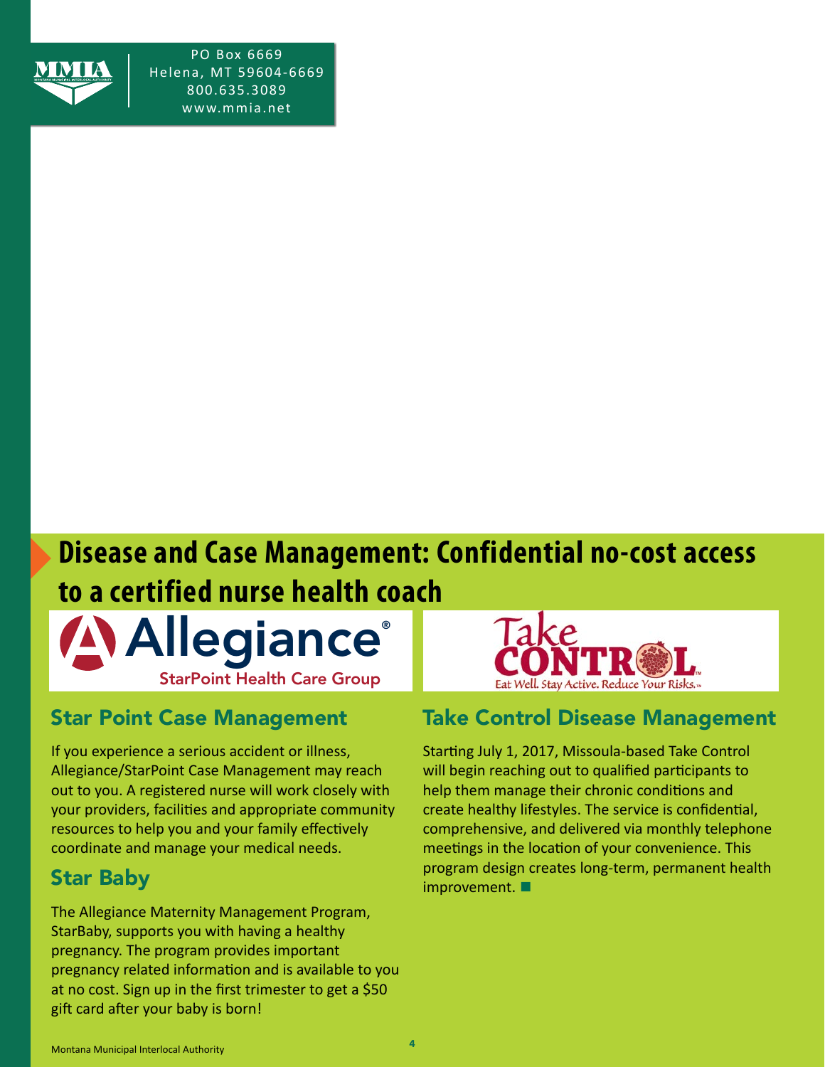PO Box 6669
Helena, MT 59604-6669
800.635.3089
www.mmia.net

# Disease and Case Management: Confidential no-cost access to a certified nurse health coach

Allegiance®
StarPoint Health Care Group

## Star Point Case Management

If you experience a serious accident or illness, Allegiance/StarPoint Case Management may reach out to you. A registered nurse will work closely with your providers, facilities and appropriate community resources to help you and your family effectively coordinate and manage your medical needs.

## Star Baby

The Allegiance Maternity Management Program, StarBaby, supports you with having a healthy pregnancy. The program provides important pregnancy related information and is available to you at no cost. Sign up in the first trimester to get a $50 gift card after your baby is born!

Take CONTROL™
Eat Well. Stay Active. Reduce Your Risks.™

## Take Control Disease Management

Starting July 1, 2017, Missoula-based Take Control will begin reaching out to qualified participants to help them manage their chronic conditions and create healthy lifestyles. The service is confidential, comprehensive, and delivered via monthly telephone meetings in the location of your convenience. This program design creates long-term, permanent health improvement. ■